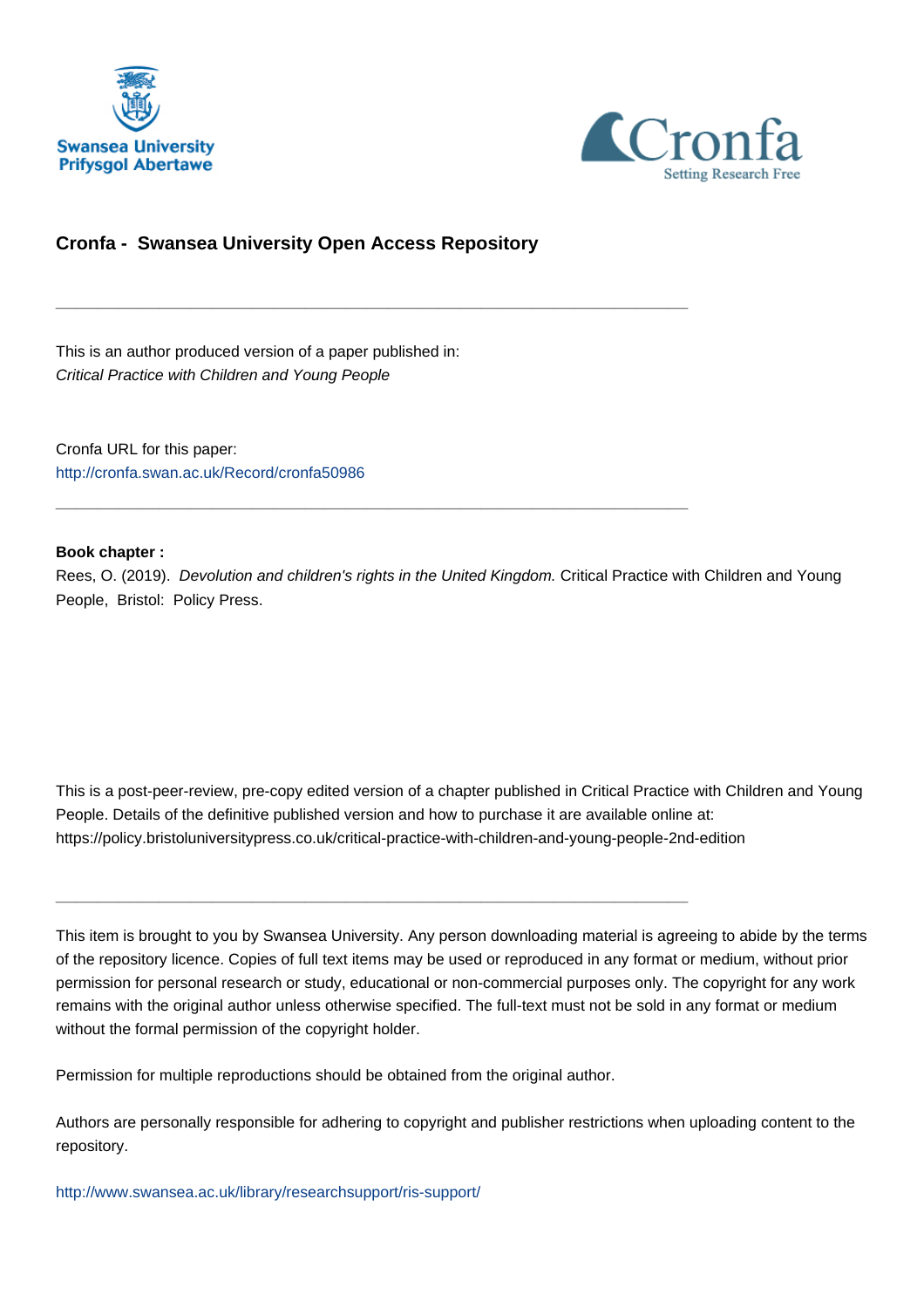# Cronfa - Swansea University Open Access Repository

---

This is an author produced version of a paper published in:
*Critical Practice with Children and Young People*

Cronfa URL for this paper:
http://cronfa.swan.ac.uk/Record/cronfa50986

---

**Book chapter :**
Rees, O. (2019). *Devolution and children's rights in the United Kingdom.* Critical Practice with Children and Young People, Bristol: Policy Press.

This is a post-peer-review, pre-copy edited version of a chapter published in Critical Practice with Children and Young People. Details of the definitive published version and how to purchase it are available online at: https://policy.bristoluniversitypress.co.uk/critical-practice-with-children-and-young-people-2nd-edition

---

This item is brought to you by Swansea University. Any person downloading material is agreeing to abide by the terms of the repository licence. Copies of full text items may be used or reproduced in any format or medium, without prior permission for personal research or study, educational or non-commercial purposes only. The copyright for any work remains with the original author unless otherwise specified. The full-text must not be sold in any format or medium without the formal permission of the copyright holder.

Permission for multiple reproductions should be obtained from the original author.

Authors are personally responsible for adhering to copyright and publisher restrictions when uploading content to the repository.

http://www.swansea.ac.uk/library/researchsupport/ris-support/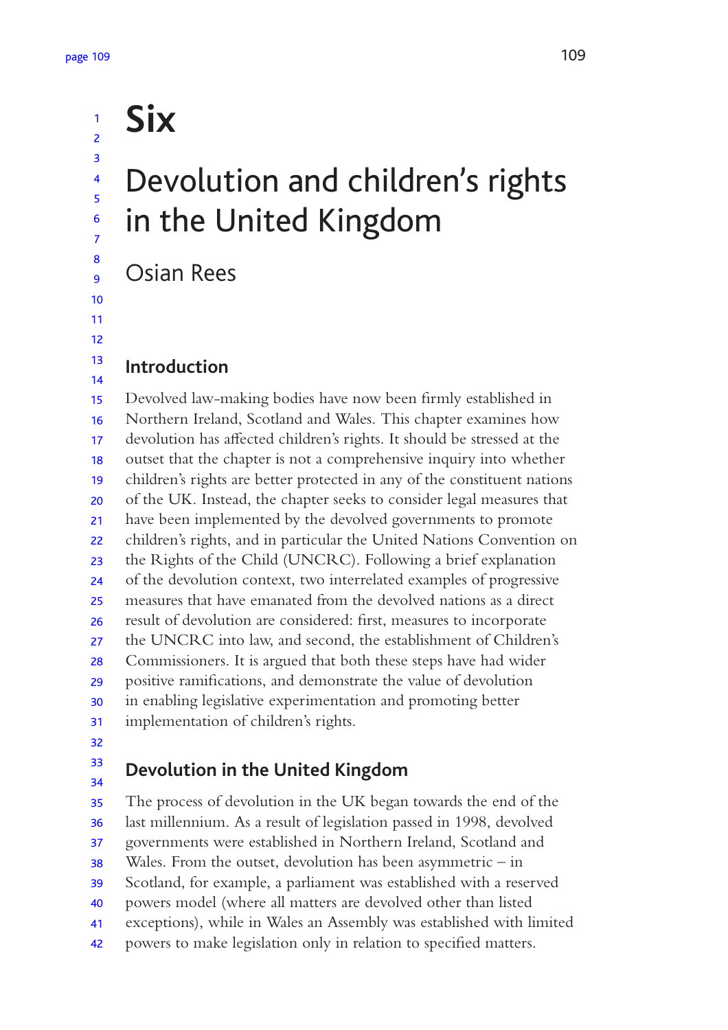# Six

# Devolution and children's rights in the United Kingdom

Osian Rees

## Introduction

Devolved law-making bodies have now been firmly established in Northern Ireland, Scotland and Wales. This chapter examines how devolution has affected children's rights. It should be stressed at the outset that the chapter is not a comprehensive inquiry into whether children's rights are better protected in any of the constituent nations of the UK. Instead, the chapter seeks to consider legal measures that have been implemented by the devolved governments to promote children's rights, and in particular the United Nations Convention on the Rights of the Child (UNCRC). Following a brief explanation of the devolution context, two interrelated examples of progressive measures that have emanated from the devolved nations as a direct result of devolution are considered: first, measures to incorporate the UNCRC into law, and second, the establishment of Children's Commissioners. It is argued that both these steps have had wider positive ramifications, and demonstrate the value of devolution in enabling legislative experimentation and promoting better implementation of children's rights.

## Devolution in the United Kingdom

The process of devolution in the UK began towards the end of the last millennium. As a result of legislation passed in 1998, devolved governments were established in Northern Ireland, Scotland and Wales. From the outset, devolution has been asymmetric – in Scotland, for example, a parliament was established with a reserved powers model (where all matters are devolved other than listed exceptions), while in Wales an Assembly was established with limited powers to make legislation only in relation to specified matters.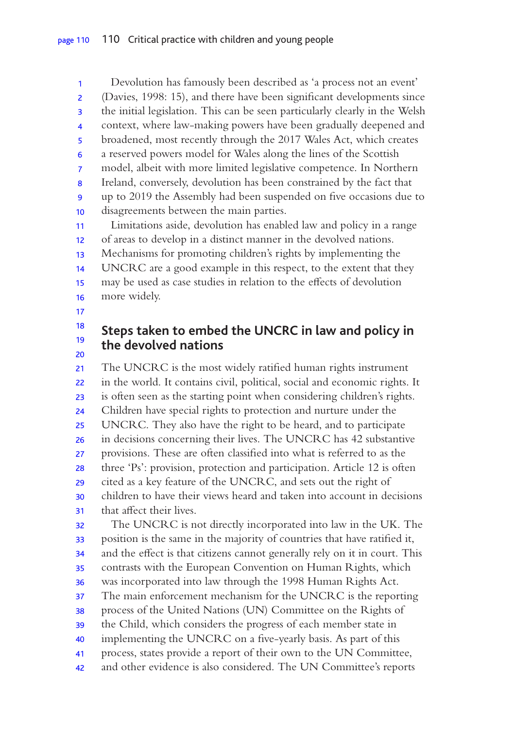Devolution has famously been described as 'a process not an event' (Davies, 1998: 15), and there have been significant developments since the initial legislation. This can be seen particularly clearly in the Welsh context, where law-making powers have been gradually deepened and broadened, most recently through the 2017 Wales Act, which creates a reserved powers model for Wales along the lines of the Scottish model, albeit with more limited legislative competence. In Northern Ireland, conversely, devolution has been constrained by the fact that up to 2019 the Assembly had been suspended on five occasions due to disagreements between the main parties.

Limitations aside, devolution has enabled law and policy in a range of areas to develop in a distinct manner in the devolved nations. Mechanisms for promoting children's rights by implementing the UNCRC are a good example in this respect, to the extent that they may be used as case studies in relation to the effects of devolution more widely.

## Steps taken to embed the UNCRC in law and policy in the devolved nations

The UNCRC is the most widely ratified human rights instrument in the world. It contains civil, political, social and economic rights. It is often seen as the starting point when considering children's rights. Children have special rights to protection and nurture under the UNCRC. They also have the right to be heard, and to participate in decisions concerning their lives. The UNCRC has 42 substantive provisions. These are often classified into what is referred to as the three 'Ps': provision, protection and participation. Article 12 is often cited as a key feature of the UNCRC, and sets out the right of children to have their views heard and taken into account in decisions that affect their lives.

The UNCRC is not directly incorporated into law in the UK. The position is the same in the majority of countries that have ratified it, and the effect is that citizens cannot generally rely on it in court. This contrasts with the European Convention on Human Rights, which was incorporated into law through the 1998 Human Rights Act. The main enforcement mechanism for the UNCRC is the reporting process of the United Nations (UN) Committee on the Rights of the Child, which considers the progress of each member state in implementing the UNCRC on a five-yearly basis. As part of this process, states provide a report of their own to the UN Committee, and other evidence is also considered. The UN Committee's reports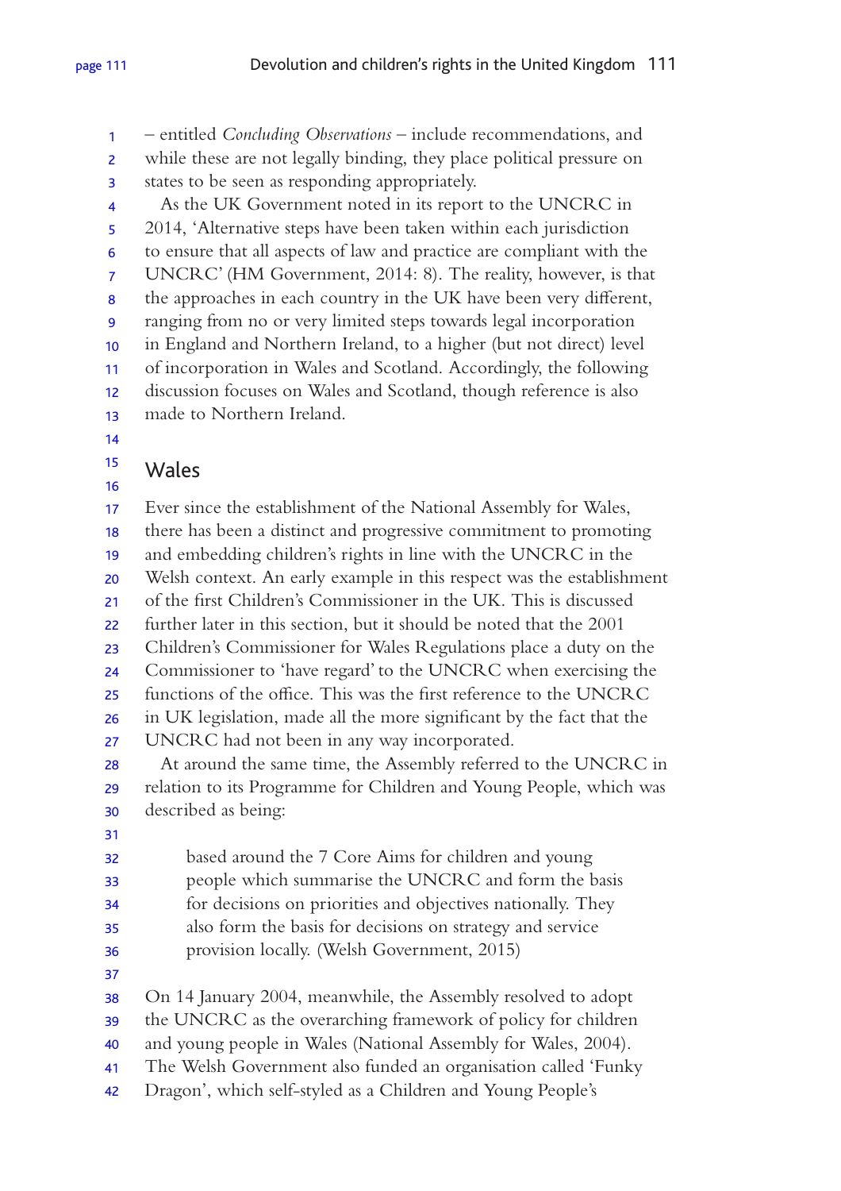– entitled *Concluding Observations* – include recommendations, and while these are not legally binding, they place political pressure on states to be seen as responding appropriately.

As the UK Government noted in its report to the UNCRC in 2014, 'Alternative steps have been taken within each jurisdiction to ensure that all aspects of law and practice are compliant with the UNCRC' (HM Government, 2014: 8). The reality, however, is that the approaches in each country in the UK have been very different, ranging from no or very limited steps towards legal incorporation in England and Northern Ireland, to a higher (but not direct) level of incorporation in Wales and Scotland. Accordingly, the following discussion focuses on Wales and Scotland, though reference is also made to Northern Ireland.

## Wales

Ever since the establishment of the National Assembly for Wales, there has been a distinct and progressive commitment to promoting and embedding children's rights in line with the UNCRC in the Welsh context. An early example in this respect was the establishment of the first Children's Commissioner in the UK. This is discussed further later in this section, but it should be noted that the 2001 Children's Commissioner for Wales Regulations place a duty on the Commissioner to 'have regard' to the UNCRC when exercising the functions of the office. This was the first reference to the UNCRC in UK legislation, made all the more significant by the fact that the UNCRC had not been in any way incorporated.

At around the same time, the Assembly referred to the UNCRC in relation to its Programme for Children and Young People, which was described as being:

> based around the 7 Core Aims for children and young people which summarise the UNCRC and form the basis for decisions on priorities and objectives nationally. They also form the basis for decisions on strategy and service provision locally. (Welsh Government, 2015)

On 14 January 2004, meanwhile, the Assembly resolved to adopt the UNCRC as the overarching framework of policy for children and young people in Wales (National Assembly for Wales, 2004). The Welsh Government also funded an organisation called 'Funky Dragon', which self-styled as a Children and Young People's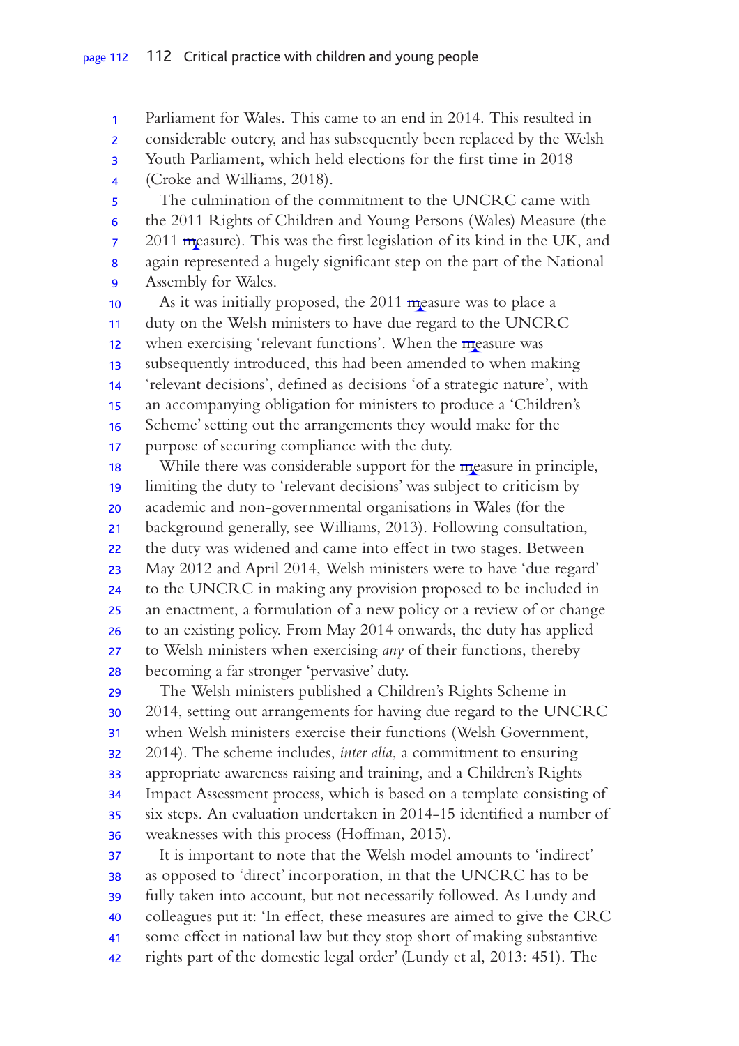Parliament for Wales. This came to an end in 2014. This resulted in considerable outcry, and has subsequently been replaced by the Welsh Youth Parliament, which held elections for the first time in 2018 (Croke and Williams, 2018).

The culmination of the commitment to the UNCRC came with the 2011 Rights of Children and Young Persons (Wales) Measure (the 2011 measure). This was the first legislation of its kind in the UK, and again represented a hugely significant step on the part of the National Assembly for Wales.

As it was initially proposed, the 2011 measure was to place a duty on the Welsh ministers to have due regard to the UNCRC when exercising 'relevant functions'. When the measure was subsequently introduced, this had been amended to when making 'relevant decisions', defined as decisions 'of a strategic nature', with an accompanying obligation for ministers to produce a 'Children's Scheme' setting out the arrangements they would make for the purpose of securing compliance with the duty.

While there was considerable support for the measure in principle, limiting the duty to 'relevant decisions' was subject to criticism by academic and non-governmental organisations in Wales (for the background generally, see Williams, 2013). Following consultation, the duty was widened and came into effect in two stages. Between May 2012 and April 2014, Welsh ministers were to have 'due regard' to the UNCRC in making any provision proposed to be included in an enactment, a formulation of a new policy or a review of or change to an existing policy. From May 2014 onwards, the duty has applied to Welsh ministers when exercising *any* of their functions, thereby becoming a far stronger 'pervasive' duty.

The Welsh ministers published a Children's Rights Scheme in 2014, setting out arrangements for having due regard to the UNCRC when Welsh ministers exercise their functions (Welsh Government, 2014). The scheme includes, *inter alia*, a commitment to ensuring appropriate awareness raising and training, and a Children's Rights Impact Assessment process, which is based on a template consisting of six steps. An evaluation undertaken in 2014-15 identified a number of weaknesses with this process (Hoffman, 2015).

It is important to note that the Welsh model amounts to 'indirect' as opposed to 'direct' incorporation, in that the UNCRC has to be fully taken into account, but not necessarily followed. As Lundy and colleagues put it: 'In effect, these measures are aimed to give the CRC some effect in national law but they stop short of making substantive rights part of the domestic legal order' (Lundy et al, 2013: 451). The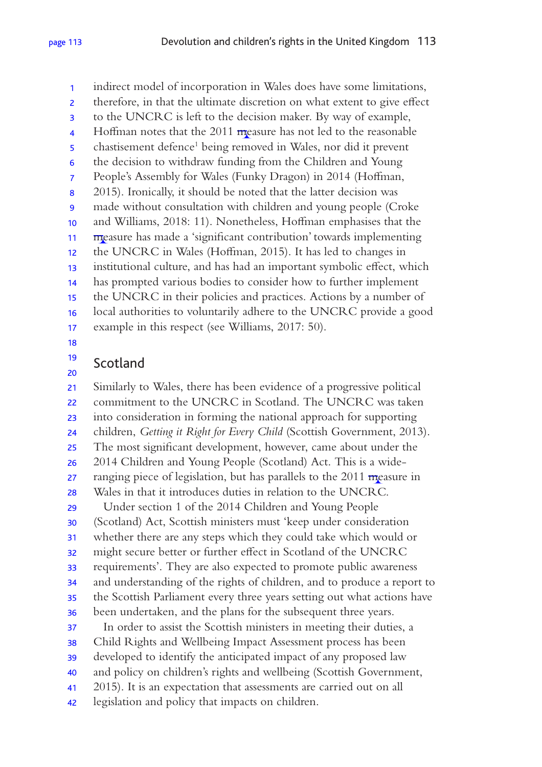indirect model of incorporation in Wales does have some limitations, therefore, in that the ultimate discretion on what extent to give effect to the UNCRC is left to the decision maker. By way of example, Hoffman notes that the 2011 measure has not led to the reasonable chastisement defence[1] being removed in Wales, nor did it prevent the decision to withdraw funding from the Children and Young People's Assembly for Wales (Funky Dragon) in 2014 (Hoffman, 2015). Ironically, it should be noted that the latter decision was made without consultation with children and young people (Croke and Williams, 2018: 11). Nonetheless, Hoffman emphasises that the measure has made a 'significant contribution' towards implementing the UNCRC in Wales (Hoffman, 2015). It has led to changes in institutional culture, and has had an important symbolic effect, which has prompted various bodies to consider how to further implement the UNCRC in their policies and practices. Actions by a number of local authorities to voluntarily adhere to the UNCRC provide a good example in this respect (see Williams, 2017: 50).

## Scotland

Similarly to Wales, there has been evidence of a progressive political commitment to the UNCRC in Scotland. The UNCRC was taken into consideration in forming the national approach for supporting children, *Getting it Right for Every Child* (Scottish Government, 2013). The most significant development, however, came about under the 2014 Children and Young People (Scotland) Act. This is a wide-ranging piece of legislation, but has parallels to the 2011 measure in Wales in that it introduces duties in relation to the UNCRC.

Under section 1 of the 2014 Children and Young People (Scotland) Act, Scottish ministers must 'keep under consideration whether there are any steps which they could take which would or might secure better or further effect in Scotland of the UNCRC requirements'. They are also expected to promote public awareness and understanding of the rights of children, and to produce a report to the Scottish Parliament every three years setting out what actions have been undertaken, and the plans for the subsequent three years.

In order to assist the Scottish ministers in meeting their duties, a Child Rights and Wellbeing Impact Assessment process has been developed to identify the anticipated impact of any proposed law and policy on children's rights and wellbeing (Scottish Government, 2015). It is an expectation that assessments are carried out on all legislation and policy that impacts on children.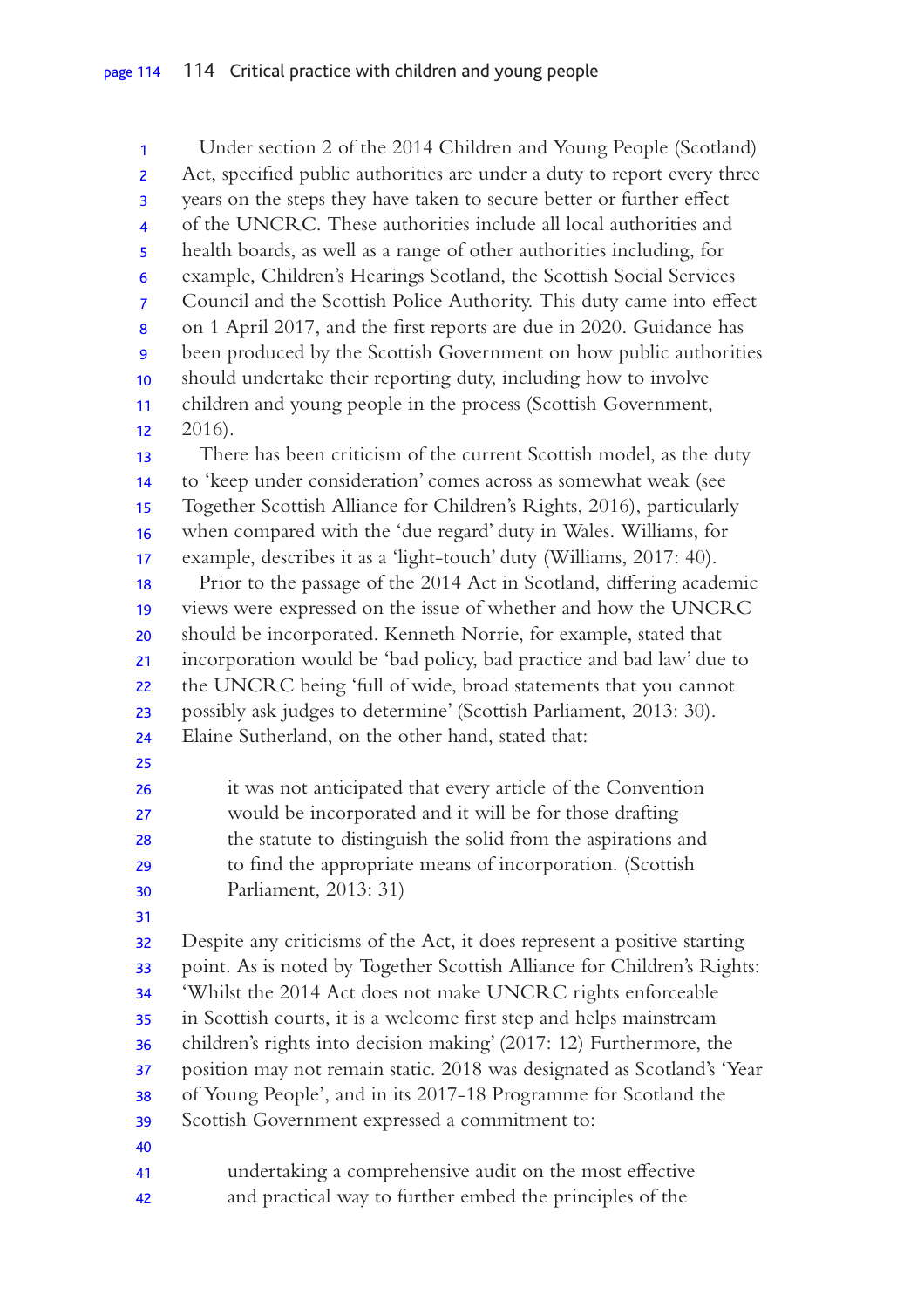Under section 2 of the 2014 Children and Young People (Scotland) Act, specified public authorities are under a duty to report every three years on the steps they have taken to secure better or further effect of the UNCRC. These authorities include all local authorities and health boards, as well as a range of other authorities including, for example, Children's Hearings Scotland, the Scottish Social Services Council and the Scottish Police Authority. This duty came into effect on 1 April 2017, and the first reports are due in 2020. Guidance has been produced by the Scottish Government on how public authorities should undertake their reporting duty, including how to involve children and young people in the process (Scottish Government, 2016).

There has been criticism of the current Scottish model, as the duty to 'keep under consideration' comes across as somewhat weak (see Together Scottish Alliance for Children's Rights, 2016), particularly when compared with the 'due regard' duty in Wales. Williams, for example, describes it as a 'light-touch' duty (Williams, 2017: 40).

Prior to the passage of the 2014 Act in Scotland, differing academic views were expressed on the issue of whether and how the UNCRC should be incorporated. Kenneth Norrie, for example, stated that incorporation would be 'bad policy, bad practice and bad law' due to the UNCRC being 'full of wide, broad statements that you cannot possibly ask judges to determine' (Scottish Parliament, 2013: 30). Elaine Sutherland, on the other hand, stated that:

> it was not anticipated that every article of the Convention would be incorporated and it will be for those drafting the statute to distinguish the solid from the aspirations and to find the appropriate means of incorporation. (Scottish Parliament, 2013: 31)

Despite any criticisms of the Act, it does represent a positive starting point. As is noted by Together Scottish Alliance for Children's Rights: 'Whilst the 2014 Act does not make UNCRC rights enforceable in Scottish courts, it is a welcome first step and helps mainstream children's rights into decision making' (2017: 12) Furthermore, the position may not remain static. 2018 was designated as Scotland's 'Year of Young People', and in its 2017-18 Programme for Scotland the Scottish Government expressed a commitment to:

> undertaking a comprehensive audit on the most effective and practical way to further embed the principles of the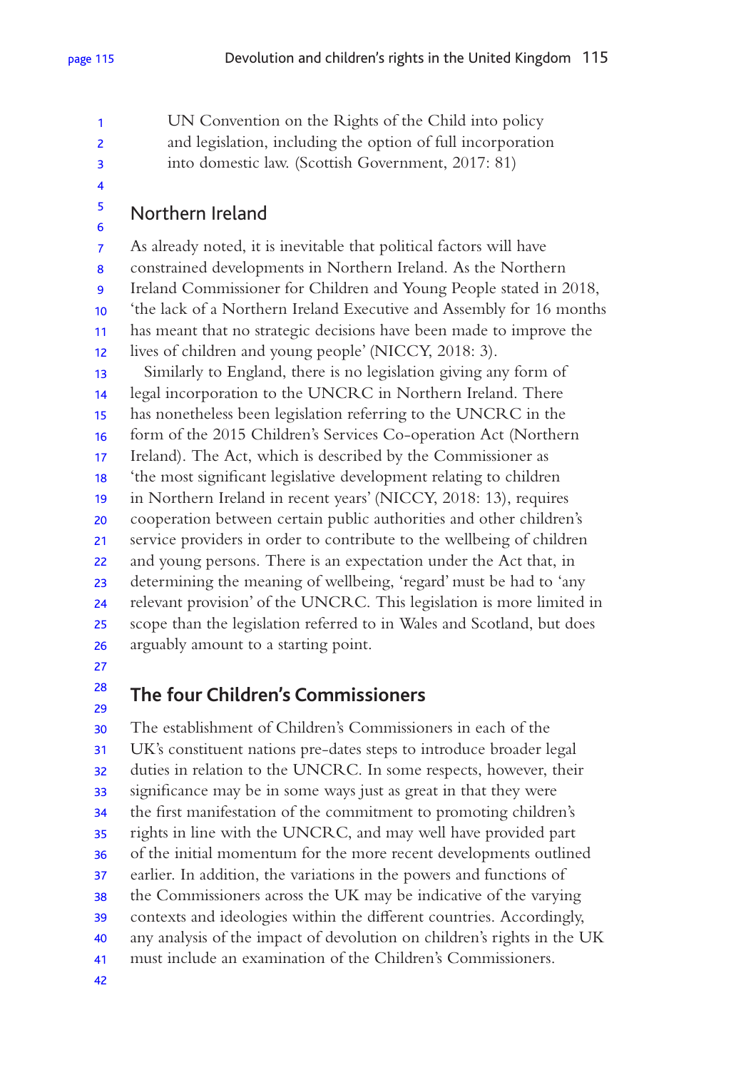UN Convention on the Rights of the Child into policy and legislation, including the option of full incorporation into domestic law. (Scottish Government, 2017: 81)

## Northern Ireland

As already noted, it is inevitable that political factors will have constrained developments in Northern Ireland. As the Northern Ireland Commissioner for Children and Young People stated in 2018, 'the lack of a Northern Ireland Executive and Assembly for 16 months has meant that no strategic decisions have been made to improve the lives of children and young people' (NICCY, 2018: 3).

Similarly to England, there is no legislation giving any form of legal incorporation to the UNCRC in Northern Ireland. There has nonetheless been legislation referring to the UNCRC in the form of the 2015 Children's Services Co-operation Act (Northern Ireland). The Act, which is described by the Commissioner as 'the most significant legislative development relating to children in Northern Ireland in recent years' (NICCY, 2018: 13), requires cooperation between certain public authorities and other children's service providers in order to contribute to the wellbeing of children and young persons. There is an expectation under the Act that, in determining the meaning of wellbeing, 'regard' must be had to 'any relevant provision' of the UNCRC. This legislation is more limited in scope than the legislation referred to in Wales and Scotland, but does arguably amount to a starting point.

## The four Children's Commissioners

The establishment of Children's Commissioners in each of the UK's constituent nations pre-dates steps to introduce broader legal duties in relation to the UNCRC. In some respects, however, their significance may be in some ways just as great in that they were the first manifestation of the commitment to promoting children's rights in line with the UNCRC, and may well have provided part of the initial momentum for the more recent developments outlined earlier. In addition, the variations in the powers and functions of the Commissioners across the UK may be indicative of the varying contexts and ideologies within the different countries. Accordingly, any analysis of the impact of devolution on children's rights in the UK must include an examination of the Children's Commissioners.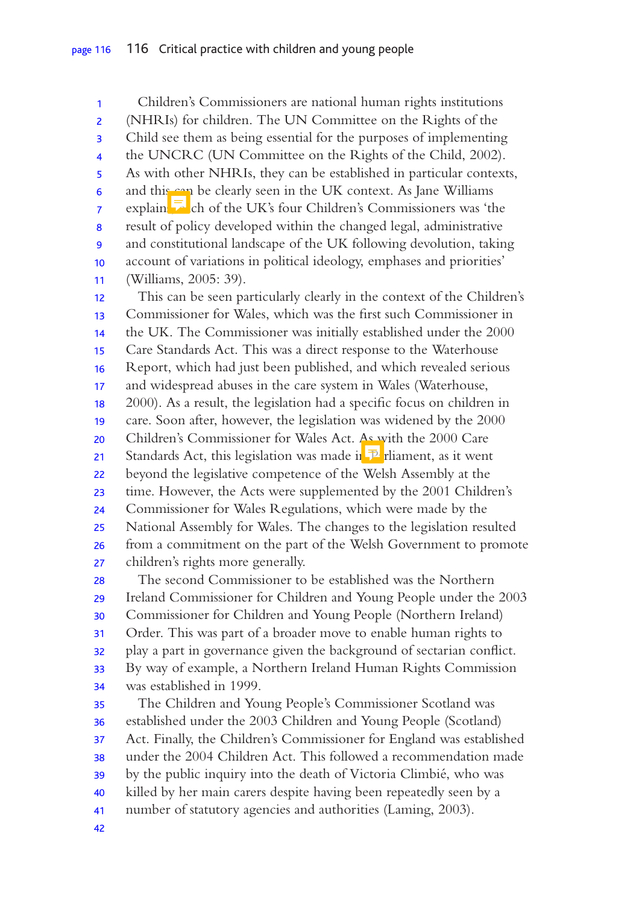Children's Commissioners are national human rights institutions (NHRIs) for children. The UN Committee on the Rights of the Child see them as being essential for the purposes of implementing the UNCRC (UN Committee on the Rights of the Child, 2002). As with other NHRIs, they can be established in particular contexts, and this can be clearly seen in the UK context. As Jane Williams explains, each of the UK's four Children's Commissioners was 'the result of policy developed within the changed legal, administrative and constitutional landscape of the UK following devolution, taking account of variations in political ideology, emphases and priorities' (Williams, 2005: 39).

This can be seen particularly clearly in the context of the Children's Commissioner for Wales, which was the first such Commissioner in the UK. The Commissioner was initially established under the 2000 Care Standards Act. This was a direct response to the Waterhouse Report, which had just been published, and which revealed serious and widespread abuses in the care system in Wales (Waterhouse, 2000). As a result, the legislation had a specific focus on children in care. Soon after, however, the legislation was widened by the 2000 Children's Commissioner for Wales Act. As with the 2000 Care Standards Act, this legislation was made in Parliament, as it went beyond the legislative competence of the Welsh Assembly at the time. However, the Acts were supplemented by the 2001 Children's Commissioner for Wales Regulations, which were made by the National Assembly for Wales. The changes to the legislation resulted from a commitment on the part of the Welsh Government to promote children's rights more generally.

The second Commissioner to be established was the Northern Ireland Commissioner for Children and Young People under the 2003 Commissioner for Children and Young People (Northern Ireland) Order. This was part of a broader move to enable human rights to play a part in governance given the background of sectarian conflict. By way of example, a Northern Ireland Human Rights Commission was established in 1999.

The Children and Young People's Commissioner Scotland was established under the 2003 Children and Young People (Scotland) Act. Finally, the Children's Commissioner for England was established under the 2004 Children Act. This followed a recommendation made by the public inquiry into the death of Victoria Climbié, who was killed by her main carers despite having been repeatedly seen by a number of statutory agencies and authorities (Laming, 2003).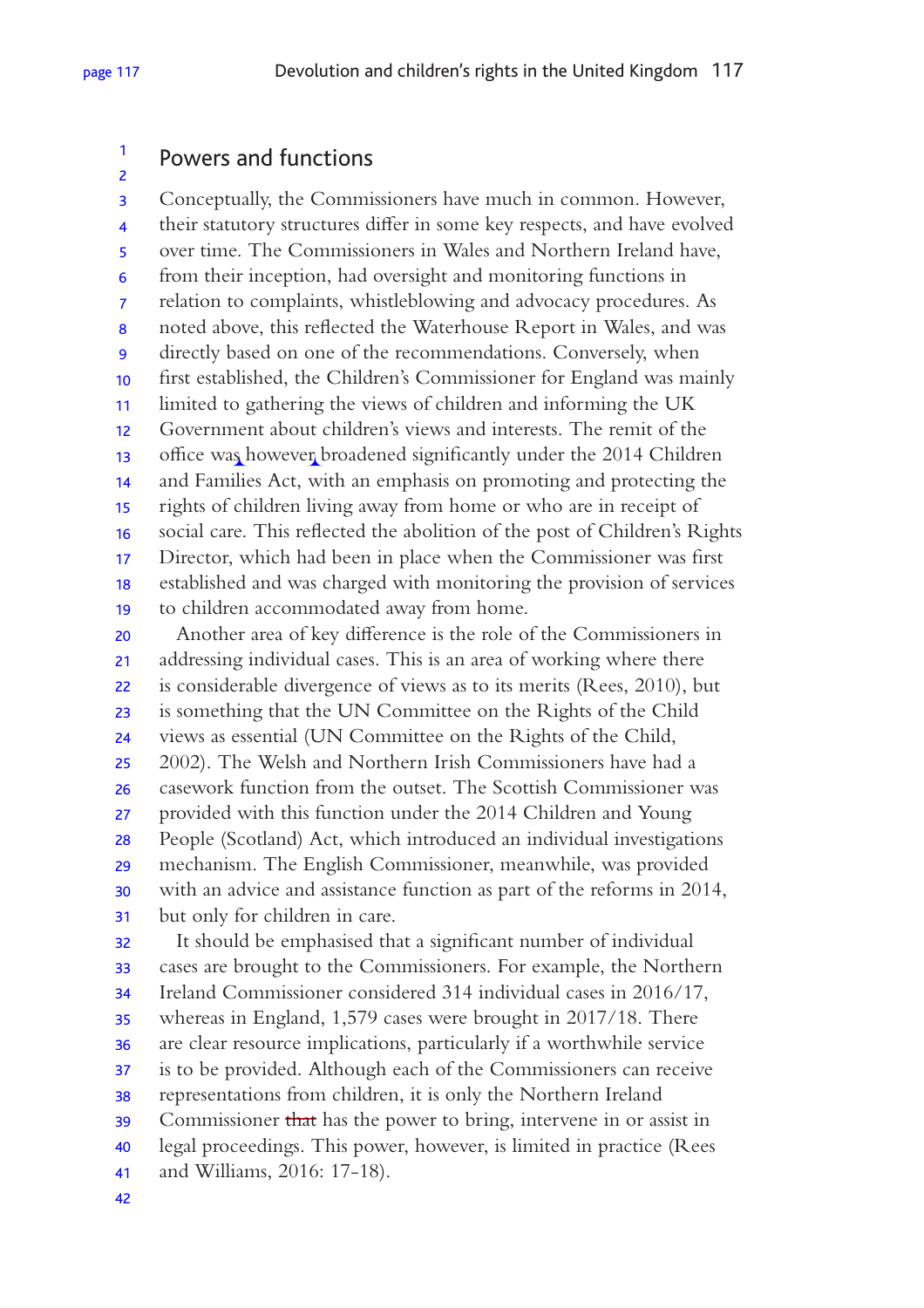## Powers and functions

Conceptually, the Commissioners have much in common. However, their statutory structures differ in some key respects, and have evolved over time. The Commissioners in Wales and Northern Ireland have, from their inception, had oversight and monitoring functions in relation to complaints, whistleblowing and advocacy procedures. As noted above, this reflected the Waterhouse Report in Wales, and was directly based on one of the recommendations. Conversely, when first established, the Children's Commissioner for England was mainly limited to gathering the views of children and informing the UK Government about children's views and interests. The remit of the office was however broadened significantly under the 2014 Children and Families Act, with an emphasis on promoting and protecting the rights of children living away from home or who are in receipt of social care. This reflected the abolition of the post of Children's Rights Director, which had been in place when the Commissioner was first established and was charged with monitoring the provision of services to children accommodated away from home.

Another area of key difference is the role of the Commissioners in addressing individual cases. This is an area of working where there is considerable divergence of views as to its merits (Rees, 2010), but is something that the UN Committee on the Rights of the Child views as essential (UN Committee on the Rights of the Child, 2002). The Welsh and Northern Irish Commissioners have had a casework function from the outset. The Scottish Commissioner was provided with this function under the 2014 Children and Young People (Scotland) Act, which introduced an individual investigations mechanism. The English Commissioner, meanwhile, was provided with an advice and assistance function as part of the reforms in 2014, but only for children in care.

It should be emphasised that a significant number of individual cases are brought to the Commissioners. For example, the Northern Ireland Commissioner considered 314 individual cases in 2016/17, whereas in England, 1,579 cases were brought in 2017/18. There are clear resource implications, particularly if a worthwhile service is to be provided. Although each of the Commissioners can receive representations from children, it is only the Northern Ireland Commissioner that has the power to bring, intervene in or assist in legal proceedings. This power, however, is limited in practice (Rees and Williams, 2016: 17-18).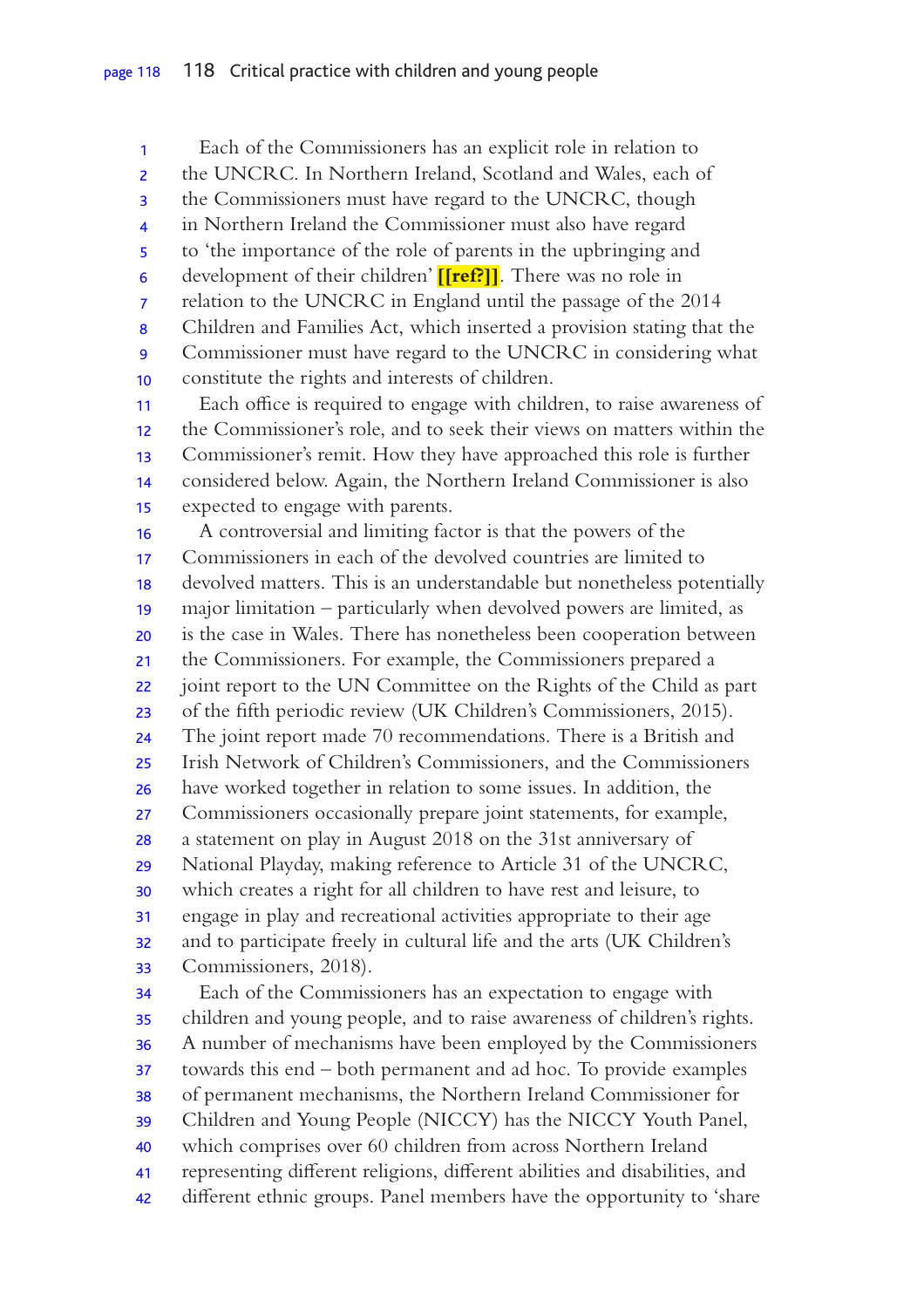Each of the Commissioners has an explicit role in relation to the UNCRC. In Northern Ireland, Scotland and Wales, each of the Commissioners must have regard to the UNCRC, though in Northern Ireland the Commissioner must also have regard to 'the importance of the role of parents in the upbringing and development of their children' **[[ref?]]**. There was no role in relation to the UNCRC in England until the passage of the 2014 Children and Families Act, which inserted a provision stating that the Commissioner must have regard to the UNCRC in considering what constitute the rights and interests of children.

Each office is required to engage with children, to raise awareness of the Commissioner's role, and to seek their views on matters within the Commissioner's remit. How they have approached this role is further considered below. Again, the Northern Ireland Commissioner is also expected to engage with parents.

A controversial and limiting factor is that the powers of the Commissioners in each of the devolved countries are limited to devolved matters. This is an understandable but nonetheless potentially major limitation – particularly when devolved powers are limited, as is the case in Wales. There has nonetheless been cooperation between the Commissioners. For example, the Commissioners prepared a joint report to the UN Committee on the Rights of the Child as part of the fifth periodic review (UK Children's Commissioners, 2015). The joint report made 70 recommendations. There is a British and Irish Network of Children's Commissioners, and the Commissioners have worked together in relation to some issues. In addition, the Commissioners occasionally prepare joint statements, for example, a statement on play in August 2018 on the 31st anniversary of National Playday, making reference to Article 31 of the UNCRC, which creates a right for all children to have rest and leisure, to engage in play and recreational activities appropriate to their age and to participate freely in cultural life and the arts (UK Children's Commissioners, 2018).

Each of the Commissioners has an expectation to engage with children and young people, and to raise awareness of children's rights. A number of mechanisms have been employed by the Commissioners towards this end – both permanent and ad hoc. To provide examples of permanent mechanisms, the Northern Ireland Commissioner for Children and Young People (NICCY) has the NICCY Youth Panel, which comprises over 60 children from across Northern Ireland representing different religions, different abilities and disabilities, and different ethnic groups. Panel members have the opportunity to 'share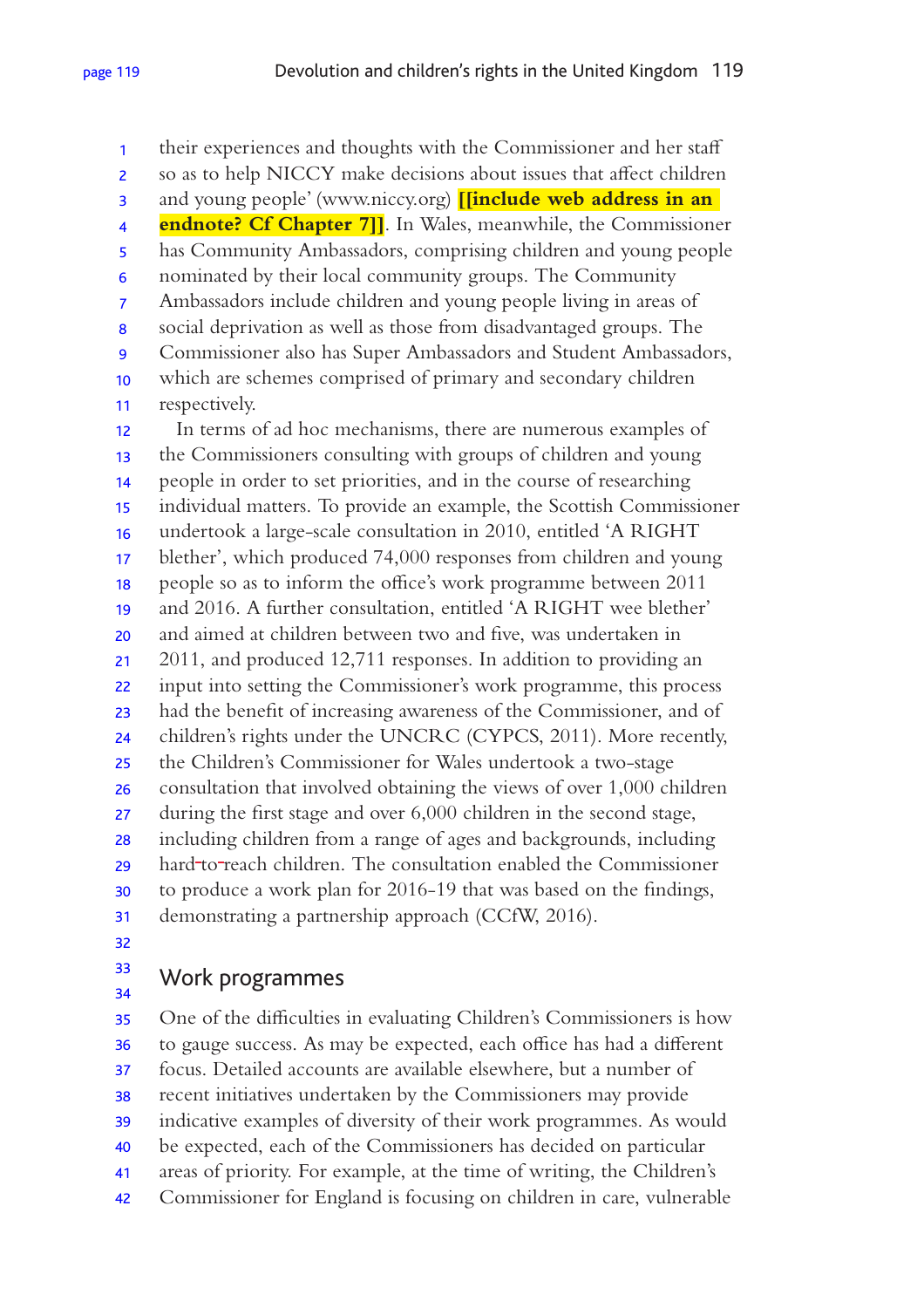their experiences and thoughts with the Commissioner and her staff so as to help NICCY make decisions about issues that affect children and young people' (www.niccy.org) **[[include web address in an endnote? Cf Chapter 7]]**. In Wales, meanwhile, the Commissioner has Community Ambassadors, comprising children and young people nominated by their local community groups. The Community Ambassadors include children and young people living in areas of social deprivation as well as those from disadvantaged groups. The Commissioner also has Super Ambassadors and Student Ambassadors, which are schemes comprised of primary and secondary children respectively.

In terms of ad hoc mechanisms, there are numerous examples of the Commissioners consulting with groups of children and young people in order to set priorities, and in the course of researching individual matters. To provide an example, the Scottish Commissioner undertook a large-scale consultation in 2010, entitled 'A RIGHT blether', which produced 74,000 responses from children and young people so as to inform the office's work programme between 2011 and 2016. A further consultation, entitled 'A RIGHT wee blether' and aimed at children between two and five, was undertaken in 2011, and produced 12,711 responses. In addition to providing an input into setting the Commissioner's work programme, this process had the benefit of increasing awareness of the Commissioner, and of children's rights under the UNCRC (CYPCS, 2011). More recently, the Children's Commissioner for Wales undertook a two-stage consultation that involved obtaining the views of over 1,000 children during the first stage and over 6,000 children in the second stage, including children from a range of ages and backgrounds, including hard-to-reach children. The consultation enabled the Commissioner to produce a work plan for 2016-19 that was based on the findings, demonstrating a partnership approach (CCfW, 2016).

## Work programmes

One of the difficulties in evaluating Children's Commissioners is how to gauge success. As may be expected, each office has had a different focus. Detailed accounts are available elsewhere, but a number of recent initiatives undertaken by the Commissioners may provide indicative examples of diversity of their work programmes. As would be expected, each of the Commissioners has decided on particular areas of priority. For example, at the time of writing, the Children's Commissioner for England is focusing on children in care, vulnerable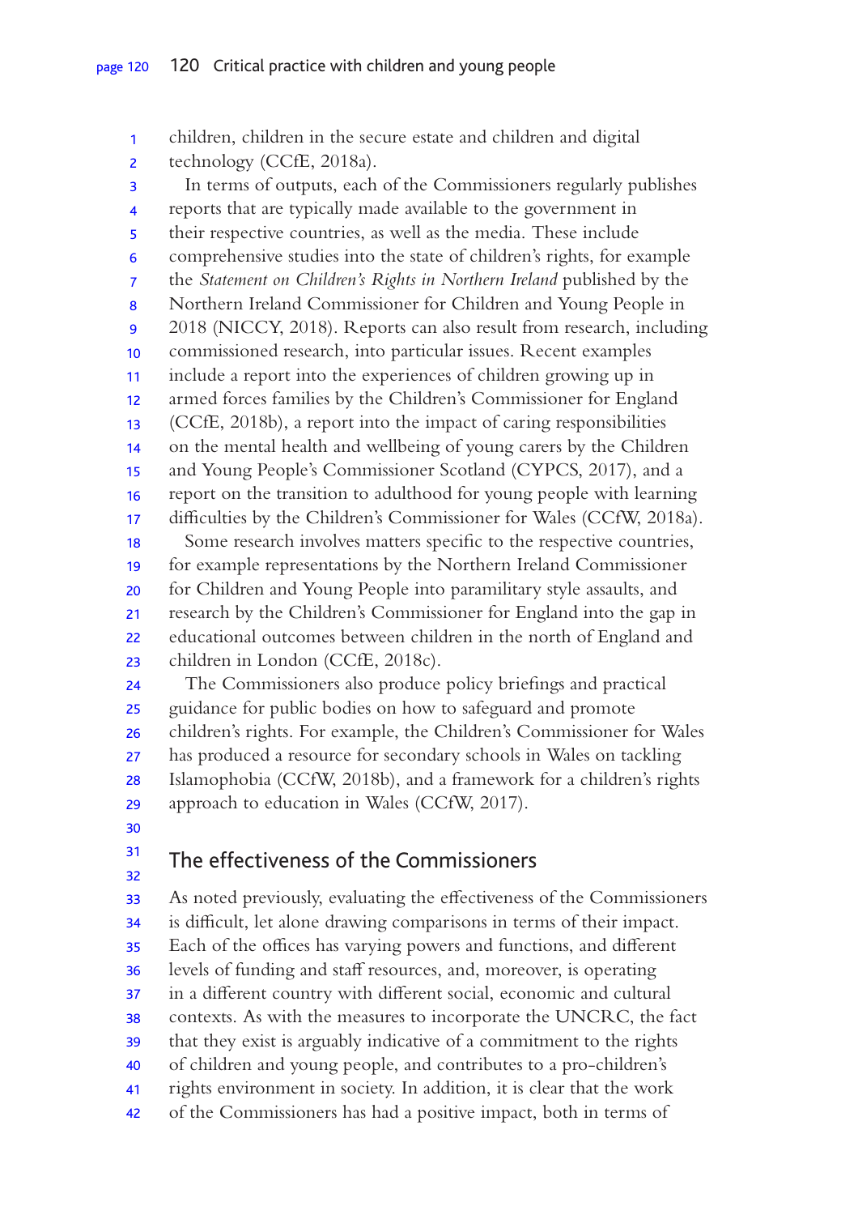children, children in the secure estate and children and digital technology (CCfE, 2018a).

In terms of outputs, each of the Commissioners regularly publishes reports that are typically made available to the government in their respective countries, as well as the media. These include comprehensive studies into the state of children's rights, for example the *Statement on Children's Rights in Northern Ireland* published by the Northern Ireland Commissioner for Children and Young People in 2018 (NICCY, 2018). Reports can also result from research, including commissioned research, into particular issues. Recent examples include a report into the experiences of children growing up in armed forces families by the Children's Commissioner for England (CCfE, 2018b), a report into the impact of caring responsibilities on the mental health and wellbeing of young carers by the Children and Young People's Commissioner Scotland (CYPCS, 2017), and a report on the transition to adulthood for young people with learning difficulties by the Children's Commissioner for Wales (CCfW, 2018a).

Some research involves matters specific to the respective countries, for example representations by the Northern Ireland Commissioner for Children and Young People into paramilitary style assaults, and research by the Children's Commissioner for England into the gap in educational outcomes between children in the north of England and children in London (CCfE, 2018c).

The Commissioners also produce policy briefings and practical guidance for public bodies on how to safeguard and promote children's rights. For example, the Children's Commissioner for Wales has produced a resource for secondary schools in Wales on tackling Islamophobia (CCfW, 2018b), and a framework for a children's rights approach to education in Wales (CCfW, 2017).

## The effectiveness of the Commissioners

As noted previously, evaluating the effectiveness of the Commissioners is difficult, let alone drawing comparisons in terms of their impact. Each of the offices has varying powers and functions, and different levels of funding and staff resources, and, moreover, is operating in a different country with different social, economic and cultural contexts. As with the measures to incorporate the UNCRC, the fact that they exist is arguably indicative of a commitment to the rights of children and young people, and contributes to a pro-children's rights environment in society. In addition, it is clear that the work of the Commissioners has had a positive impact, both in terms of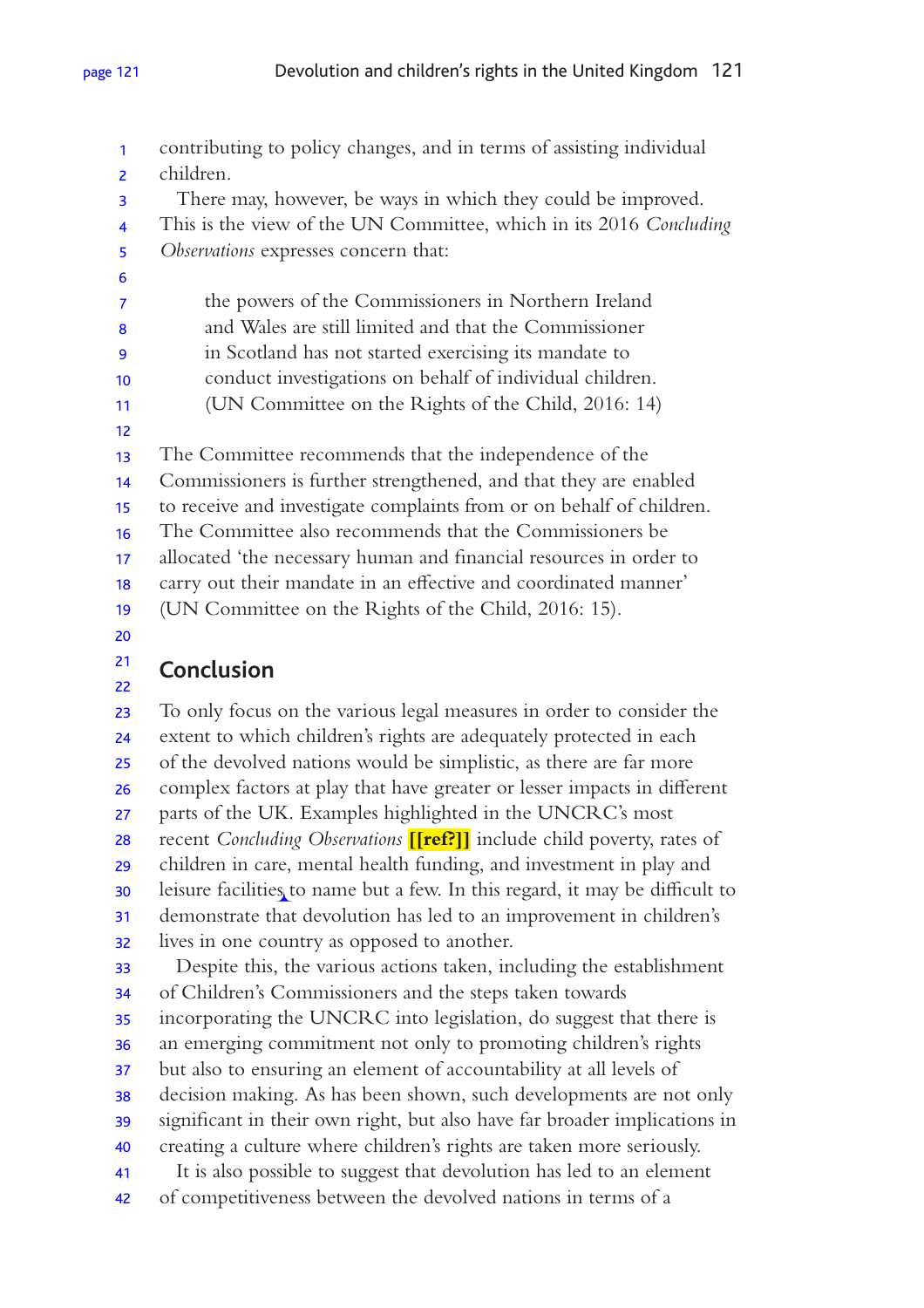contributing to policy changes, and in terms of assisting individual children.

There may, however, be ways in which they could be improved. This is the view of the UN Committee, which in its 2016 *Concluding Observations* expresses concern that:

> the powers of the Commissioners in Northern Ireland and Wales are still limited and that the Commissioner in Scotland has not started exercising its mandate to conduct investigations on behalf of individual children. (UN Committee on the Rights of the Child, 2016: 14)

The Committee recommends that the independence of the Commissioners is further strengthened, and that they are enabled to receive and investigate complaints from or on behalf of children. The Committee also recommends that the Commissioners be allocated 'the necessary human and financial resources in order to carry out their mandate in an effective and coordinated manner' (UN Committee on the Rights of the Child, 2016: 15).

## Conclusion

To only focus on the various legal measures in order to consider the extent to which children's rights are adequately protected in each of the devolved nations would be simplistic, as there are far more complex factors at play that have greater or lesser impacts in different parts of the UK. Examples highlighted in the UNCRC's most recent *Concluding Observations* **[[ref?]]** include child poverty, rates of children in care, mental health funding, and investment in play and leisure facilities to name but a few. In this regard, it may be difficult to demonstrate that devolution has led to an improvement in children's lives in one country as opposed to another.

Despite this, the various actions taken, including the establishment of Children's Commissioners and the steps taken towards incorporating the UNCRC into legislation, do suggest that there is an emerging commitment not only to promoting children's rights but also to ensuring an element of accountability at all levels of decision making. As has been shown, such developments are not only significant in their own right, but also have far broader implications in creating a culture where children's rights are taken more seriously.

It is also possible to suggest that devolution has led to an element of competitiveness between the devolved nations in terms of a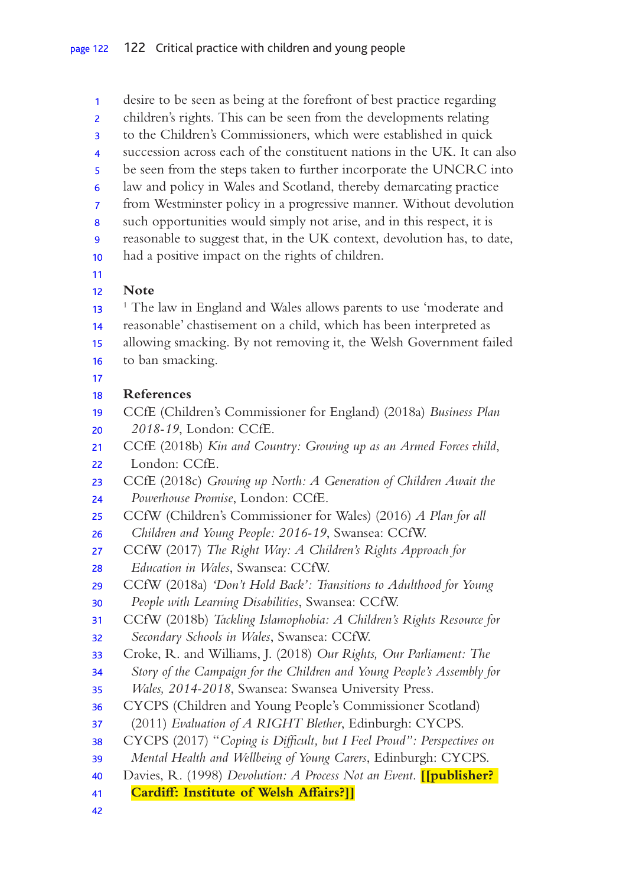desire to be seen as being at the forefront of best practice regarding children's rights. This can be seen from the developments relating to the Children's Commissioners, which were established in quick succession across each of the constituent nations in the UK. It can also be seen from the steps taken to further incorporate the UNCRC into law and policy in Wales and Scotland, thereby demarcating practice from Westminster policy in a progressive manner. Without devolution such opportunities would simply not arise, and in this respect, it is reasonable to suggest that, in the UK context, devolution has, to date, had a positive impact on the rights of children.

## Note

[1] The law in England and Wales allows parents to use 'moderate and reasonable' chastisement on a child, which has been interpreted as allowing smacking. By not removing it, the Welsh Government failed to ban smacking.

## References

CCfE (Children's Commissioner for England) (2018a) *Business Plan 2018-19*, London: CCfE.

CCfE (2018b) *Kin and Country: Growing up as an Armed Forces child*, London: CCfE.

CCfE (2018c) *Growing up North: A Generation of Children Await the Powerhouse Promise*, London: CCfE.

CCfW (Children's Commissioner for Wales) (2016) *A Plan for all Children and Young People: 2016-19*, Swansea: CCfW.

CCfW (2017) *The Right Way: A Children's Rights Approach for Education in Wales*, Swansea: CCfW.

CCfW (2018a) *'Don't Hold Back': Transitions to Adulthood for Young People with Learning Disabilities*, Swansea: CCfW.

CCfW (2018b) *Tackling Islamophobia: A Children's Rights Resource for Secondary Schools in Wales*, Swansea: CCfW.

Croke, R. and Williams, J. (2018) *Our Rights, Our Parliament: The Story of the Campaign for the Children and Young People's Assembly for Wales, 2014-2018*, Swansea: Swansea University Press.

CYCPS (Children and Young People's Commissioner Scotland) (2011) *Evaluation of A RIGHT Blether*, Edinburgh: CYCPS.

CYCPS (2017) *"Coping is Difficult, but I Feel Proud": Perspectives on Mental Health and Wellbeing of Young Carers*, Edinburgh: CYCPS.

Davies, R. (1998) *Devolution: A Process Not an Event*. **[[publisher? Cardiff: Institute of Welsh Affairs?]]**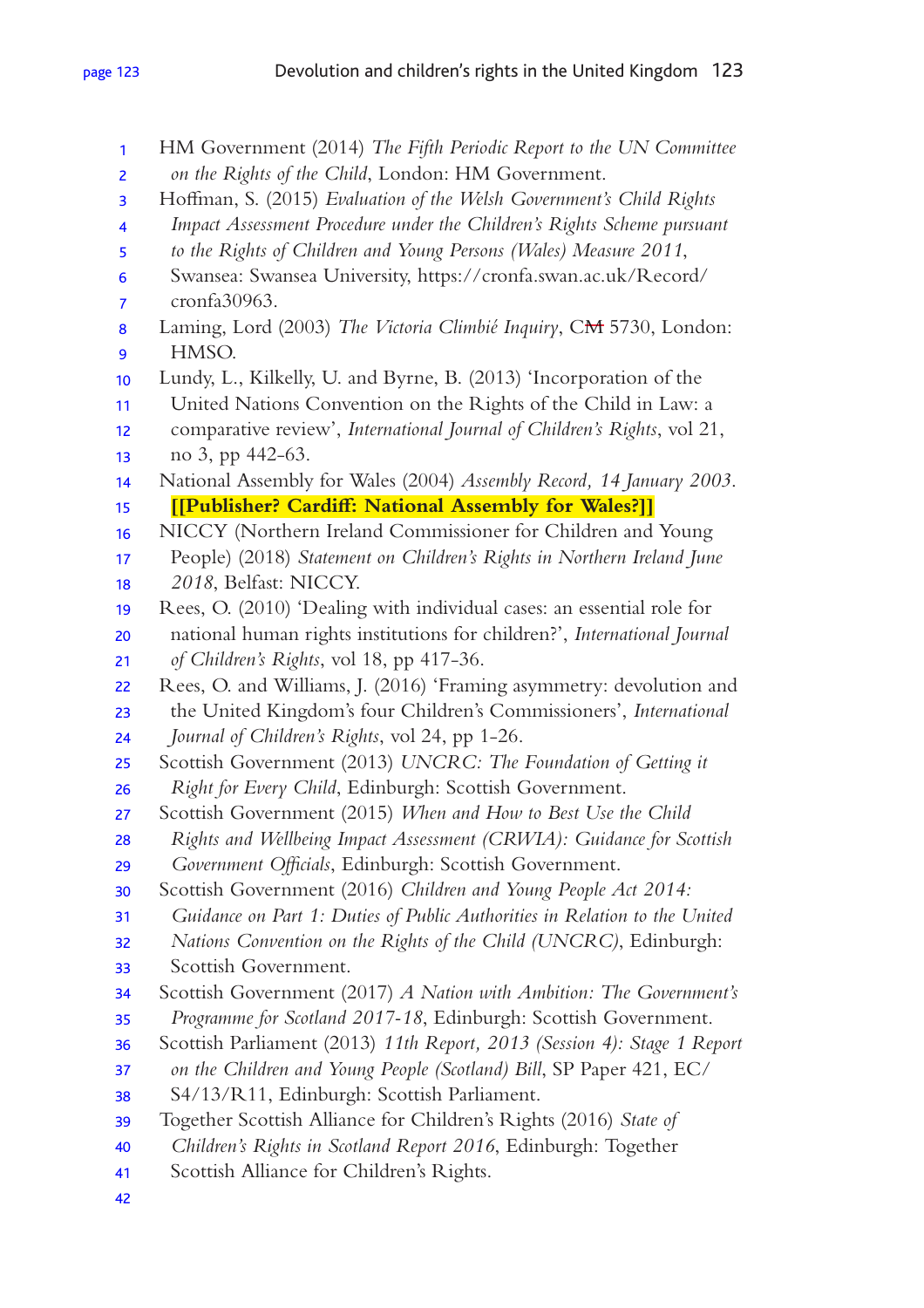HM Government (2014) *The Fifth Periodic Report to the UN Committee on the Rights of the Child*, London: HM Government.

Hoffman, S. (2015) *Evaluation of the Welsh Government's Child Rights Impact Assessment Procedure under the Children's Rights Scheme pursuant to the Rights of Children and Young Persons (Wales) Measure 2011*, Swansea: Swansea University, https://cronfa.swan.ac.uk/Record/cronfa30963.

Laming, Lord (2003) *The Victoria Climbié Inquiry*, C~~M~~ 5730, London: HMSO.

Lundy, L., Kilkelly, U. and Byrne, B. (2013) 'Incorporation of the United Nations Convention on the Rights of the Child in Law: a comparative review', *International Journal of Children's Rights*, vol 21, no 3, pp 442-63.

National Assembly for Wales (2004) *Assembly Record, 14 January 2003*. **[[Publisher? Cardiff: National Assembly for Wales?]]**

NICCY (Northern Ireland Commissioner for Children and Young People) (2018) *Statement on Children's Rights in Northern Ireland June 2018*, Belfast: NICCY.

Rees, O. (2010) 'Dealing with individual cases: an essential role for national human rights institutions for children?', *International Journal of Children's Rights*, vol 18, pp 417-36.

Rees, O. and Williams, J. (2016) 'Framing asymmetry: devolution and the United Kingdom's four Children's Commissioners', *International Journal of Children's Rights*, vol 24, pp 1-26.

Scottish Government (2013) *UNCRC: The Foundation of Getting it Right for Every Child*, Edinburgh: Scottish Government.

Scottish Government (2015) *When and How to Best Use the Child Rights and Wellbeing Impact Assessment (CRWIA): Guidance for Scottish Government Officials*, Edinburgh: Scottish Government.

Scottish Government (2016) *Children and Young People Act 2014: Guidance on Part 1: Duties of Public Authorities in Relation to the United Nations Convention on the Rights of the Child (UNCRC)*, Edinburgh: Scottish Government.

Scottish Government (2017) *A Nation with Ambition: The Government's Programme for Scotland 2017-18*, Edinburgh: Scottish Government.

Scottish Parliament (2013) *11th Report, 2013 (Session 4): Stage 1 Report on the Children and Young People (Scotland) Bill*, SP Paper 421, EC/S4/13/R11, Edinburgh: Scottish Parliament.

Together Scottish Alliance for Children's Rights (2016) *State of Children's Rights in Scotland Report 2016*, Edinburgh: Together Scottish Alliance for Children's Rights.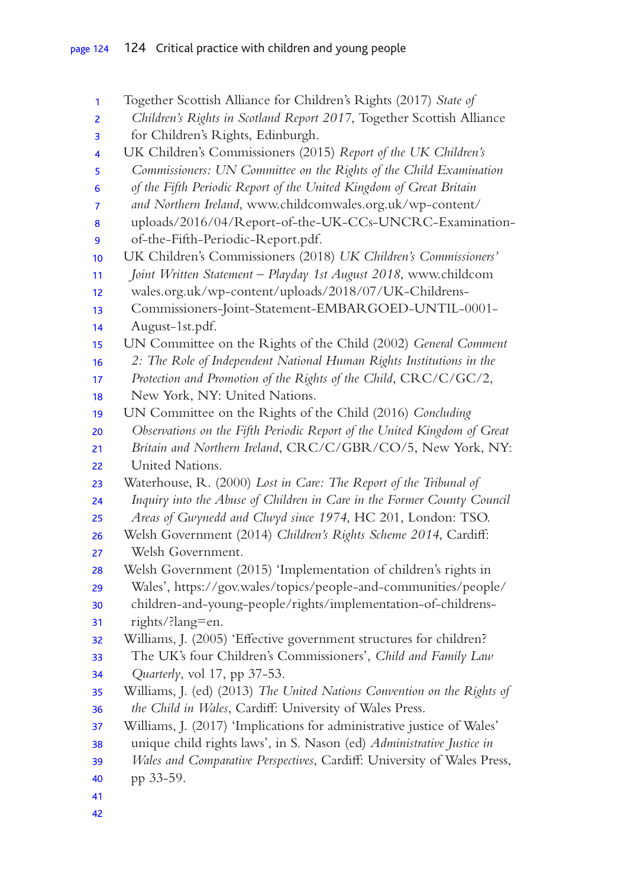Together Scottish Alliance for Children's Rights (2017) *State of Children's Rights in Scotland Report 2017*, Together Scottish Alliance for Children's Rights, Edinburgh.

UK Children's Commissioners (2015) *Report of the UK Children's Commissioners: UN Committee on the Rights of the Child Examination of the Fifth Periodic Report of the United Kingdom of Great Britain and Northern Ireland*, www.childcomwales.org.uk/wp-content/uploads/2016/04/Report-of-the-UK-CCs-UNCRC-Examination-of-the-Fifth-Periodic-Report.pdf.

UK Children's Commissioners (2018) *UK Children's Commissioners' Joint Written Statement – Playday 1st August 2018*, www.childcomwales.org.uk/wp-content/uploads/2018/07/UK-Childrens-Commissioners-Joint-Statement-EMBARGOED-UNTIL-0001-August-1st.pdf.

UN Committee on the Rights of the Child (2002) *General Comment 2: The Role of Independent National Human Rights Institutions in the Protection and Promotion of the Rights of the Child*, CRC/C/GC/2, New York, NY: United Nations.

UN Committee on the Rights of the Child (2016) *Concluding Observations on the Fifth Periodic Report of the United Kingdom of Great Britain and Northern Ireland*, CRC/C/GBR/CO/5, New York, NY: United Nations.

Waterhouse, R. (2000) *Lost in Care: The Report of the Tribunal of Inquiry into the Abuse of Children in Care in the Former County Council Areas of Gwynedd and Clwyd since 1974*, HC 201, London: TSO.

Welsh Government (2014) *Children's Rights Scheme 2014*, Cardiff: Welsh Government.

Welsh Government (2015) 'Implementation of children's rights in Wales', https://gov.wales/topics/people-and-communities/people/children-and-young-people/rights/implementation-of-childrens-rights/?lang=en.

Williams, J. (2005) 'Effective government structures for children? The UK's four Children's Commissioners', *Child and Family Law Quarterly*, vol 17, pp 37-53.

Williams, J. (ed) (2013) *The United Nations Convention on the Rights of the Child in Wales*, Cardiff: University of Wales Press.

Williams, J. (2017) 'Implications for administrative justice of Wales' unique child rights laws', in S. Nason (ed) *Administrative Justice in Wales and Comparative Perspectives*, Cardiff: University of Wales Press, pp 33-59.